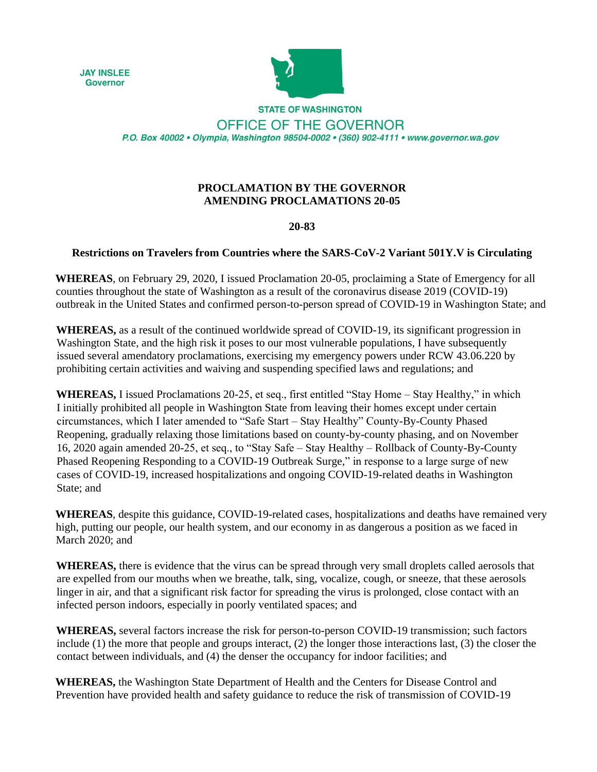JAY INSLEE
Governor

STATE OF WASHINGTON

OFFICE OF THE GOVERNOR

*P.O. Box 40002 • Olympia, Washington 98504-0002 • (360) 902-4111 • www.governor.wa.gov*

**PROCLAMATION BY THE GOVERNOR**
**AMENDING PROCLAMATIONS 20-05**

**20-83**

**Restrictions on Travelers from Countries where the SARS-CoV-2 Variant 501Y.V is Circulating**

**WHEREAS**, on February 29, 2020, I issued Proclamation 20-05, proclaiming a State of Emergency for all counties throughout the state of Washington as a result of the coronavirus disease 2019 (COVID-19) outbreak in the United States and confirmed person-to-person spread of COVID-19 in Washington State; and

**WHEREAS,** as a result of the continued worldwide spread of COVID-19, its significant progression in Washington State, and the high risk it poses to our most vulnerable populations, I have subsequently issued several amendatory proclamations, exercising my emergency powers under RCW 43.06.220 by prohibiting certain activities and waiving and suspending specified laws and regulations; and

**WHEREAS,** I issued Proclamations 20-25, et seq., first entitled "Stay Home – Stay Healthy," in which I initially prohibited all people in Washington State from leaving their homes except under certain circumstances, which I later amended to "Safe Start – Stay Healthy" County-By-County Phased Reopening, gradually relaxing those limitations based on county-by-county phasing, and on November 16, 2020 again amended 20-25, et seq., to "Stay Safe – Stay Healthy – Rollback of County-By-County Phased Reopening Responding to a COVID-19 Outbreak Surge," in response to a large surge of new cases of COVID-19, increased hospitalizations and ongoing COVID-19-related deaths in Washington State; and

**WHEREAS**, despite this guidance, COVID-19-related cases, hospitalizations and deaths have remained very high, putting our people, our health system, and our economy in as dangerous a position as we faced in March 2020; and

**WHEREAS,** there is evidence that the virus can be spread through very small droplets called aerosols that are expelled from our mouths when we breathe, talk, sing, vocalize, cough, or sneeze, that these aerosols linger in air, and that a significant risk factor for spreading the virus is prolonged, close contact with an infected person indoors, especially in poorly ventilated spaces; and

**WHEREAS,** several factors increase the risk for person-to-person COVID-19 transmission; such factors include (1) the more that people and groups interact, (2) the longer those interactions last, (3) the closer the contact between individuals, and (4) the denser the occupancy for indoor facilities; and

**WHEREAS,** the Washington State Department of Health and the Centers for Disease Control and Prevention have provided health and safety guidance to reduce the risk of transmission of COVID-19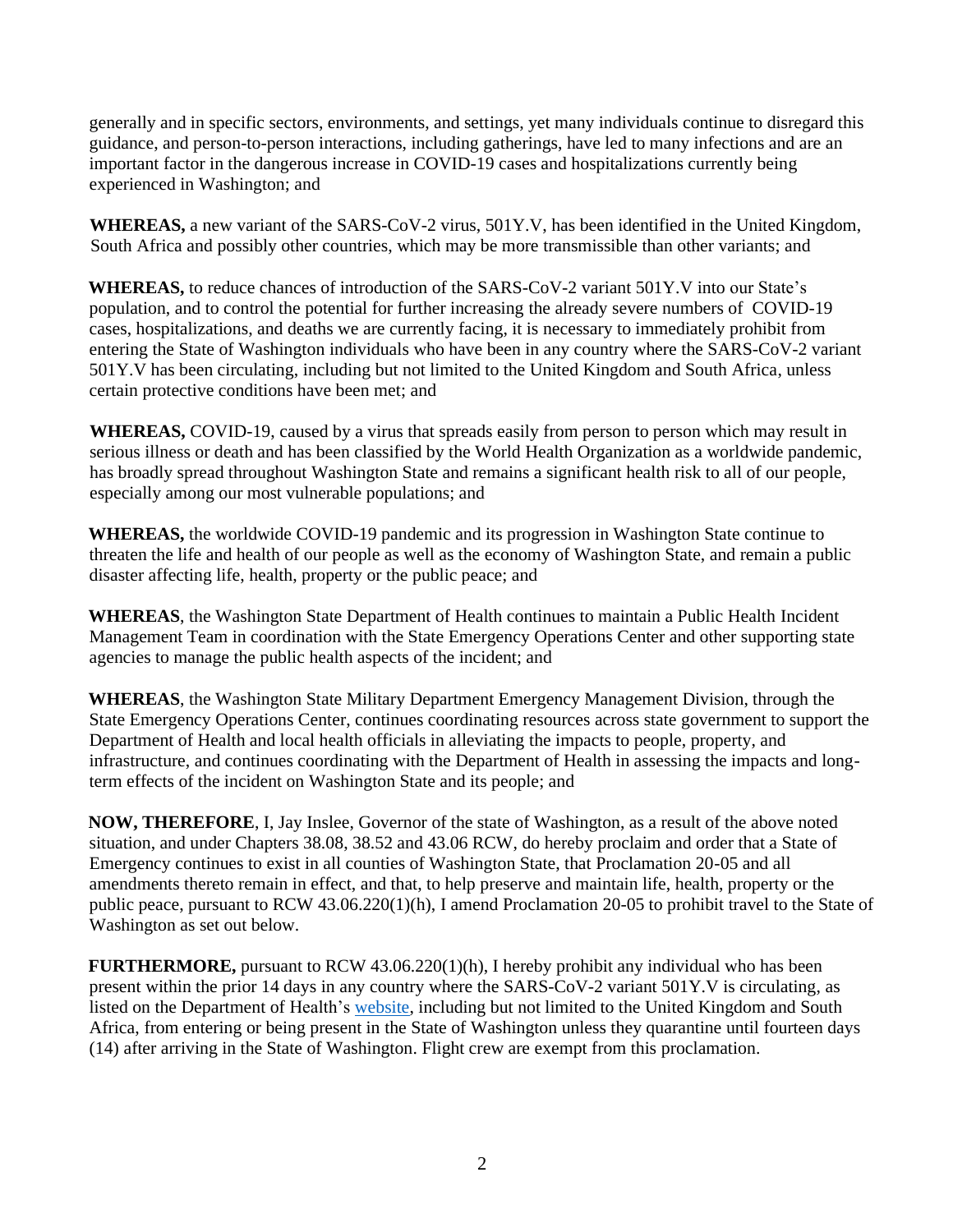generally and in specific sectors, environments, and settings, yet many individuals continue to disregard this guidance, and person-to-person interactions, including gatherings, have led to many infections and are an important factor in the dangerous increase in COVID-19 cases and hospitalizations currently being experienced in Washington; and

**WHEREAS,** a new variant of the SARS-CoV-2 virus, 501Y.V, has been identified in the United Kingdom, South Africa and possibly other countries, which may be more transmissible than other variants; and

**WHEREAS,** to reduce chances of introduction of the SARS-CoV-2 variant 501Y.V into our State's population, and to control the potential for further increasing the already severe numbers of COVID-19 cases, hospitalizations, and deaths we are currently facing, it is necessary to immediately prohibit from entering the State of Washington individuals who have been in any country where the SARS-CoV-2 variant 501Y.V has been circulating, including but not limited to the United Kingdom and South Africa, unless certain protective conditions have been met; and

**WHEREAS,** COVID-19, caused by a virus that spreads easily from person to person which may result in serious illness or death and has been classified by the World Health Organization as a worldwide pandemic, has broadly spread throughout Washington State and remains a significant health risk to all of our people, especially among our most vulnerable populations; and

**WHEREAS,** the worldwide COVID-19 pandemic and its progression in Washington State continue to threaten the life and health of our people as well as the economy of Washington State, and remain a public disaster affecting life, health, property or the public peace; and

**WHEREAS**, the Washington State Department of Health continues to maintain a Public Health Incident Management Team in coordination with the State Emergency Operations Center and other supporting state agencies to manage the public health aspects of the incident; and

**WHEREAS**, the Washington State Military Department Emergency Management Division, through the State Emergency Operations Center, continues coordinating resources across state government to support the Department of Health and local health officials in alleviating the impacts to people, property, and infrastructure, and continues coordinating with the Department of Health in assessing the impacts and long-term effects of the incident on Washington State and its people; and

**NOW, THEREFORE**, I, Jay Inslee, Governor of the state of Washington, as a result of the above noted situation, and under Chapters 38.08, 38.52 and 43.06 RCW, do hereby proclaim and order that a State of Emergency continues to exist in all counties of Washington State, that Proclamation 20-05 and all amendments thereto remain in effect, and that, to help preserve and maintain life, health, property or the public peace, pursuant to RCW 43.06.220(1)(h), I amend Proclamation 20-05 to prohibit travel to the State of Washington as set out below.

**FURTHERMORE,** pursuant to RCW 43.06.220(1)(h), I hereby prohibit any individual who has been present within the prior 14 days in any country where the SARS-CoV-2 variant 501Y.V is circulating, as listed on the Department of Health's website, including but not limited to the United Kingdom and South Africa, from entering or being present in the State of Washington unless they quarantine until fourteen days (14) after arriving in the State of Washington. Flight crew are exempt from this proclamation.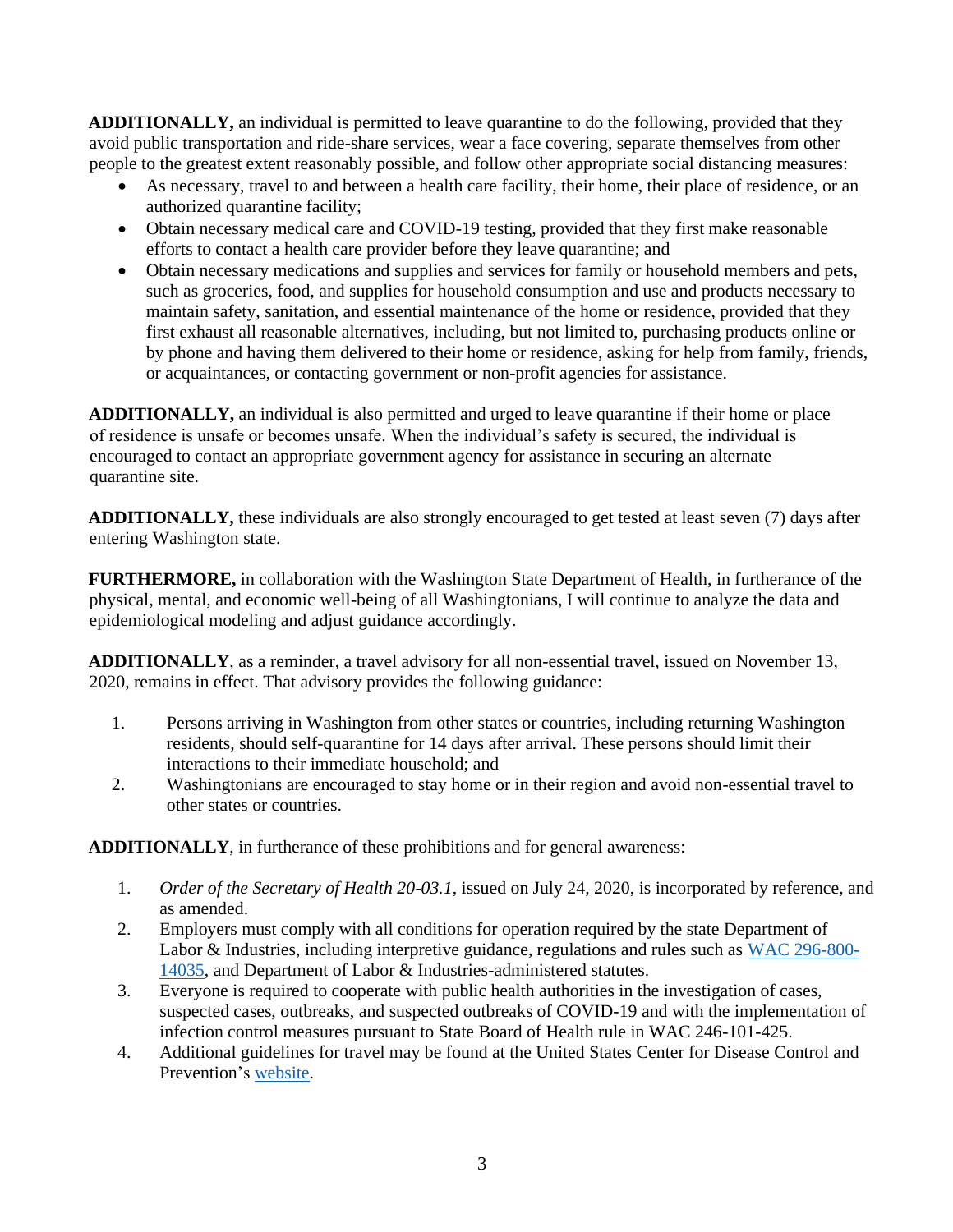**ADDITIONALLY,** an individual is permitted to leave quarantine to do the following, provided that they avoid public transportation and ride-share services, wear a face covering, separate themselves from other people to the greatest extent reasonably possible, and follow other appropriate social distancing measures:

- As necessary, travel to and between a health care facility, their home, their place of residence, or an authorized quarantine facility;
- Obtain necessary medical care and COVID-19 testing, provided that they first make reasonable efforts to contact a health care provider before they leave quarantine; and
- Obtain necessary medications and supplies and services for family or household members and pets, such as groceries, food, and supplies for household consumption and use and products necessary to maintain safety, sanitation, and essential maintenance of the home or residence, provided that they first exhaust all reasonable alternatives, including, but not limited to, purchasing products online or by phone and having them delivered to their home or residence, asking for help from family, friends, or acquaintances, or contacting government or non-profit agencies for assistance.

**ADDITIONALLY,** an individual is also permitted and urged to leave quarantine if their home or place of residence is unsafe or becomes unsafe. When the individual's safety is secured, the individual is encouraged to contact an appropriate government agency for assistance in securing an alternate quarantine site.

**ADDITIONALLY,** these individuals are also strongly encouraged to get tested at least seven (7) days after entering Washington state.

**FURTHERMORE,** in collaboration with the Washington State Department of Health, in furtherance of the physical, mental, and economic well-being of all Washingtonians, I will continue to analyze the data and epidemiological modeling and adjust guidance accordingly.

**ADDITIONALLY**, as a reminder, a travel advisory for all non-essential travel, issued on November 13, 2020, remains in effect. That advisory provides the following guidance:

1. Persons arriving in Washington from other states or countries, including returning Washington residents, should self-quarantine for 14 days after arrival. These persons should limit their interactions to their immediate household; and
2. Washingtonians are encouraged to stay home or in their region and avoid non-essential travel to other states or countries.

**ADDITIONALLY**, in furtherance of these prohibitions and for general awareness:

1. *Order of the Secretary of Health 20-03.1*, issued on July 24, 2020, is incorporated by reference, and as amended.
2. Employers must comply with all conditions for operation required by the state Department of Labor & Industries, including interpretive guidance, regulations and rules such as WAC 296-800-14035, and Department of Labor & Industries-administered statutes.
3. Everyone is required to cooperate with public health authorities in the investigation of cases, suspected cases, outbreaks, and suspected outbreaks of COVID-19 and with the implementation of infection control measures pursuant to State Board of Health rule in WAC 246-101-425.
4. Additional guidelines for travel may be found at the United States Center for Disease Control and Prevention's website.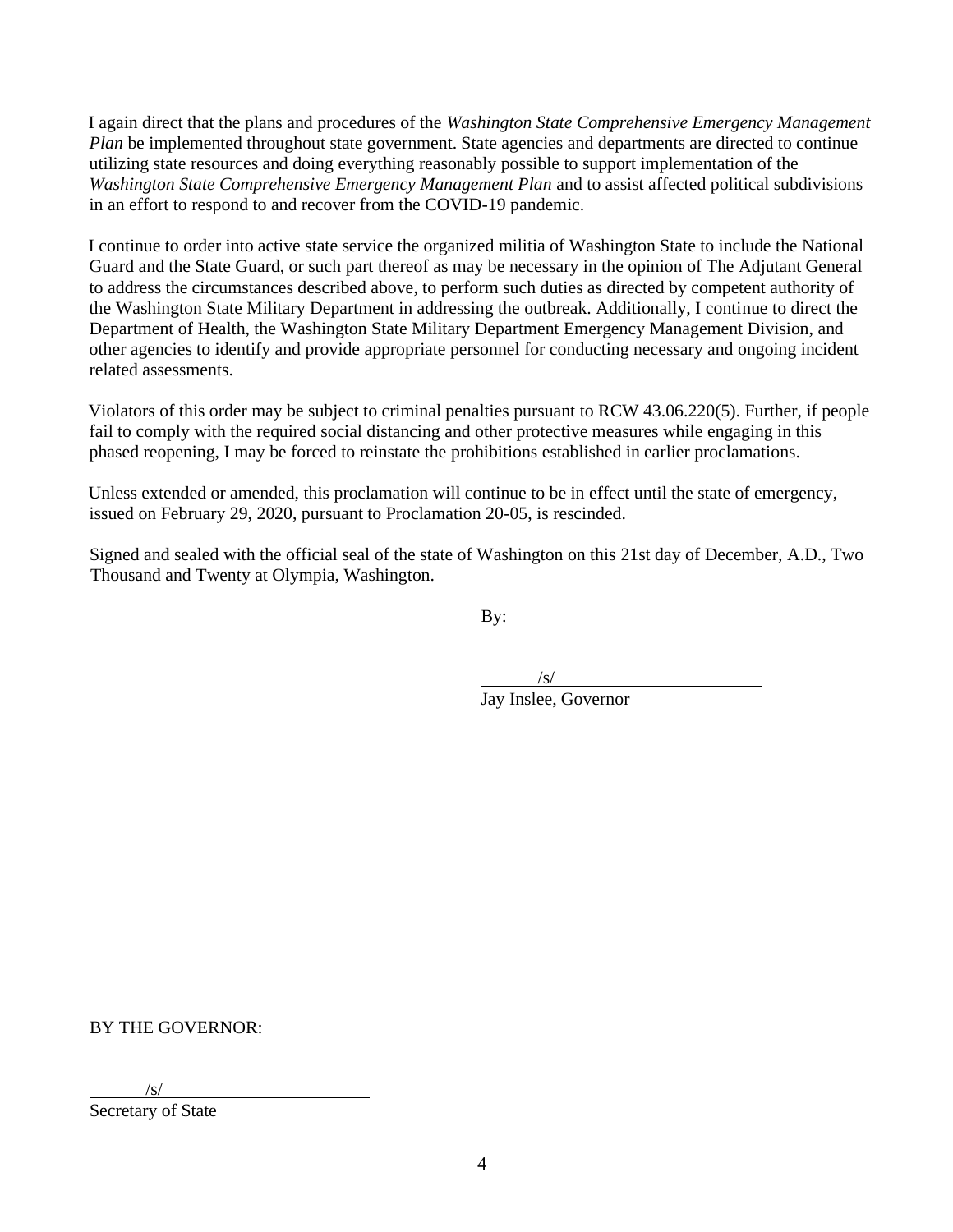I again direct that the plans and procedures of the *Washington State Comprehensive Emergency Management Plan* be implemented throughout state government. State agencies and departments are directed to continue utilizing state resources and doing everything reasonably possible to support implementation of the *Washington State Comprehensive Emergency Management Plan* and to assist affected political subdivisions in an effort to respond to and recover from the COVID-19 pandemic.

I continue to order into active state service the organized militia of Washington State to include the National Guard and the State Guard, or such part thereof as may be necessary in the opinion of The Adjutant General to address the circumstances described above, to perform such duties as directed by competent authority of the Washington State Military Department in addressing the outbreak. Additionally, I continue to direct the Department of Health, the Washington State Military Department Emergency Management Division, and other agencies to identify and provide appropriate personnel for conducting necessary and ongoing incident related assessments.

Violators of this order may be subject to criminal penalties pursuant to RCW 43.06.220(5). Further, if people fail to comply with the required social distancing and other protective measures while engaging in this phased reopening, I may be forced to reinstate the prohibitions established in earlier proclamations.

Unless extended or amended, this proclamation will continue to be in effect until the state of emergency, issued on February 29, 2020, pursuant to Proclamation 20-05, is rescinded.

Signed and sealed with the official seal of the state of Washington on this 21st day of December, A.D., Two Thousand and Twenty at Olympia, Washington.

By:

/s/

Jay Inslee, Governor

BY THE GOVERNOR:

/s/

Secretary of State